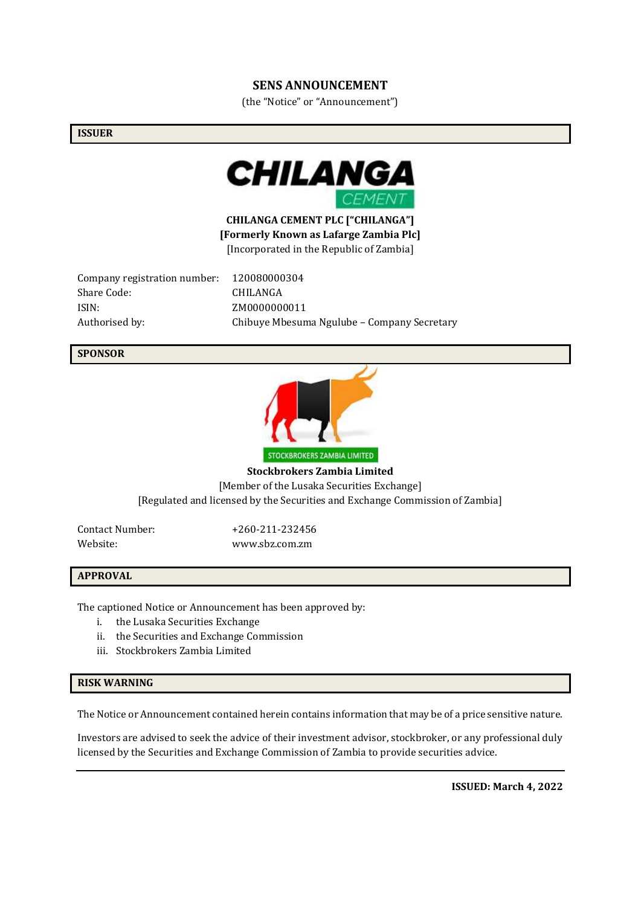# SENS ANNOUNCEMENT

(the "Notice" or "Announcement")

## ISSUER

**CHILANGA CEMENT PLC ["CHILANGA"]**
**[Formerly Known as Lafarge Zambia Plc]**
[Incorporated in the Republic of Zambia]

| | |
|---|---|
| Company registration number: | 120080000304 |
| Share Code: | CHILANGA |
| ISIN: | ZM0000000011 |
| Authorised by: | Chibuye Mbesuma Ngulube – Company Secretary |

## SPONSOR

**Stockbrokers Zambia Limited**
[Member of the Lusaka Securities Exchange]
[Regulated and licensed by the Securities and Exchange Commission of Zambia]

| | |
|---|---|
| Contact Number: | +260-211-232456 |
| Website: | www.sbz.com.zm |

## APPROVAL

The captioned Notice or Announcement has been approved by:

i. the Lusaka Securities Exchange
ii. the Securities and Exchange Commission
iii. Stockbrokers Zambia Limited

## RISK WARNING

The Notice or Announcement contained herein contains information that may be of a price sensitive nature.

Investors are advised to seek the advice of their investment advisor, stockbroker, or any professional duly licensed by the Securities and Exchange Commission of Zambia to provide securities advice.

**ISSUED: March 4, 2022**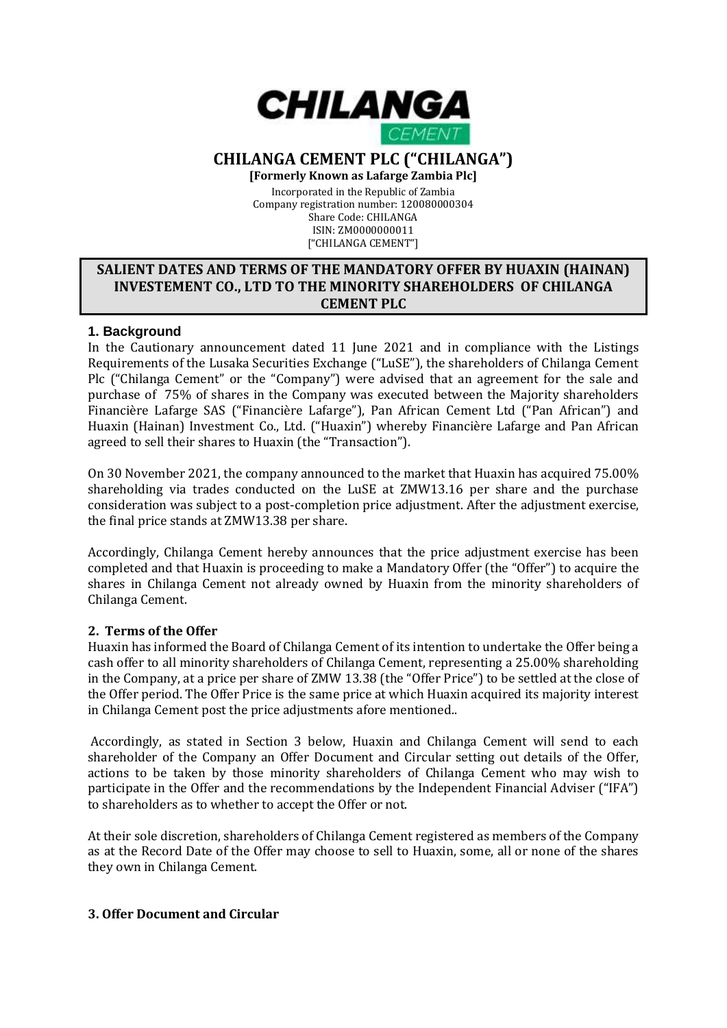# CHILANGA CEMENT PLC ("CHILANGA")

**[Formerly Known as Lafarge Zambia Plc]**

Incorporated in the Republic of Zambia
Company registration number: 120080000304
Share Code: CHILANGA
ISIN: ZM0000000011
["CHILANGA CEMENT"]

## SALIENT DATES AND TERMS OF THE MANDATORY OFFER BY HUAXIN (HAINAN) INVESTEMENT CO., LTD TO THE MINORITY SHAREHOLDERS OF CHILANGA CEMENT PLC

### 1. Background

In the Cautionary announcement dated 11 June 2021 and in compliance with the Listings Requirements of the Lusaka Securities Exchange ("LuSE"), the shareholders of Chilanga Cement Plc ("Chilanga Cement" or the "Company") were advised that an agreement for the sale and purchase of 75% of shares in the Company was executed between the Majority shareholders Financière Lafarge SAS ("Financière Lafarge"), Pan African Cement Ltd ("Pan African") and Huaxin (Hainan) Investment Co., Ltd. ("Huaxin") whereby Financière Lafarge and Pan African agreed to sell their shares to Huaxin (the "Transaction").

On 30 November 2021, the company announced to the market that Huaxin has acquired 75.00% shareholding via trades conducted on the LuSE at ZMW13.16 per share and the purchase consideration was subject to a post-completion price adjustment. After the adjustment exercise, the final price stands at ZMW13.38 per share.

Accordingly, Chilanga Cement hereby announces that the price adjustment exercise has been completed and that Huaxin is proceeding to make a Mandatory Offer (the "Offer") to acquire the shares in Chilanga Cement not already owned by Huaxin from the minority shareholders of Chilanga Cement.

### 2. Terms of the Offer

Huaxin has informed the Board of Chilanga Cement of its intention to undertake the Offer being a cash offer to all minority shareholders of Chilanga Cement, representing a 25.00% shareholding in the Company, at a price per share of ZMW 13.38 (the "Offer Price") to be settled at the close of the Offer period. The Offer Price is the same price at which Huaxin acquired its majority interest in Chilanga Cement post the price adjustments afore mentioned..

Accordingly, as stated in Section 3 below, Huaxin and Chilanga Cement will send to each shareholder of the Company an Offer Document and Circular setting out details of the Offer, actions to be taken by those minority shareholders of Chilanga Cement who may wish to participate in the Offer and the recommendations by the Independent Financial Adviser ("IFA") to shareholders as to whether to accept the Offer or not.

At their sole discretion, shareholders of Chilanga Cement registered as members of the Company as at the Record Date of the Offer may choose to sell to Huaxin, some, all or none of the shares they own in Chilanga Cement.

### 3. Offer Document and Circular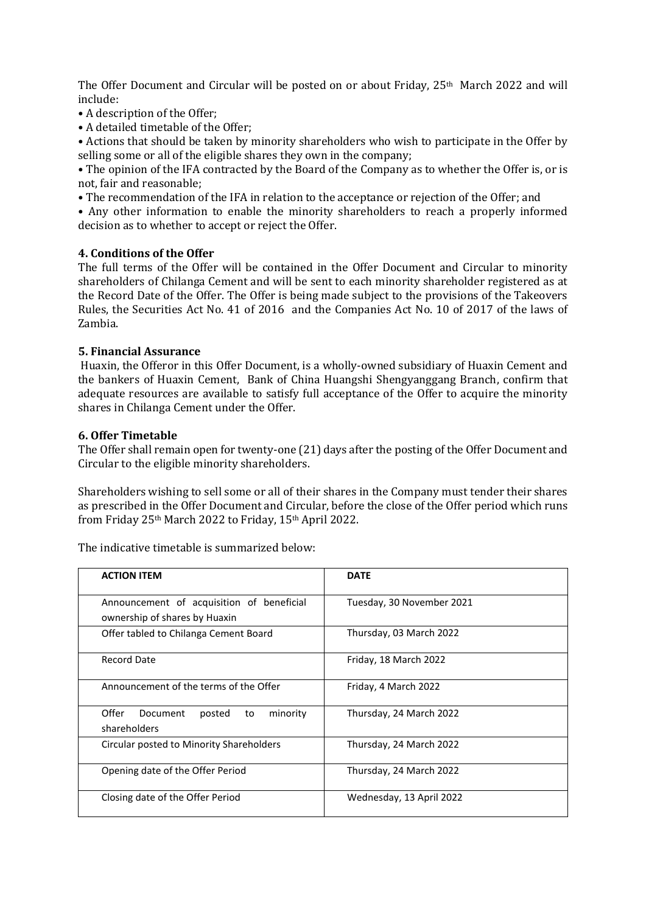The Offer Document and Circular will be posted on or about Friday, 25th March 2022 and will include:

- A description of the Offer;
- A detailed timetable of the Offer;
- Actions that should be taken by minority shareholders who wish to participate in the Offer by selling some or all of the eligible shares they own in the company;
- The opinion of the IFA contracted by the Board of the Company as to whether the Offer is, or is not, fair and reasonable;
- The recommendation of the IFA in relation to the acceptance or rejection of the Offer; and
- Any other information to enable the minority shareholders to reach a properly informed decision as to whether to accept or reject the Offer.

### 4. Conditions of the Offer

The full terms of the Offer will be contained in the Offer Document and Circular to minority shareholders of Chilanga Cement and will be sent to each minority shareholder registered as at the Record Date of the Offer. The Offer is being made subject to the provisions of the Takeovers Rules, the Securities Act No. 41 of 2016 and the Companies Act No. 10 of 2017 of the laws of Zambia.

### 5. Financial Assurance

Huaxin, the Offeror in this Offer Document, is a wholly-owned subsidiary of Huaxin Cement and the bankers of Huaxin Cement, Bank of China Huangshi Shengyanggang Branch, confirm that adequate resources are available to satisfy full acceptance of the Offer to acquire the minority shares in Chilanga Cement under the Offer.

### 6. Offer Timetable

The Offer shall remain open for twenty-one (21) days after the posting of the Offer Document and Circular to the eligible minority shareholders.

Shareholders wishing to sell some or all of their shares in the Company must tender their shares as prescribed in the Offer Document and Circular, before the close of the Offer period which runs from Friday 25th March 2022 to Friday, 15th April 2022.

The indicative timetable is summarized below:

| ACTION ITEM | DATE |
|---|---|
| Announcement of acquisition of beneficial ownership of shares by Huaxin | Tuesday, 30 November 2021 |
| Offer tabled to Chilanga Cement Board | Thursday, 03 March 2022 |
| Record Date | Friday, 18 March 2022 |
| Announcement of the terms of the Offer | Friday, 4 March 2022 |
| Offer Document posted to minority shareholders | Thursday, 24 March 2022 |
| Circular posted to Minority Shareholders | Thursday, 24 March 2022 |
| Opening date of the Offer Period | Thursday, 24 March 2022 |
| Closing date of the Offer Period | Wednesday, 13 April 2022 |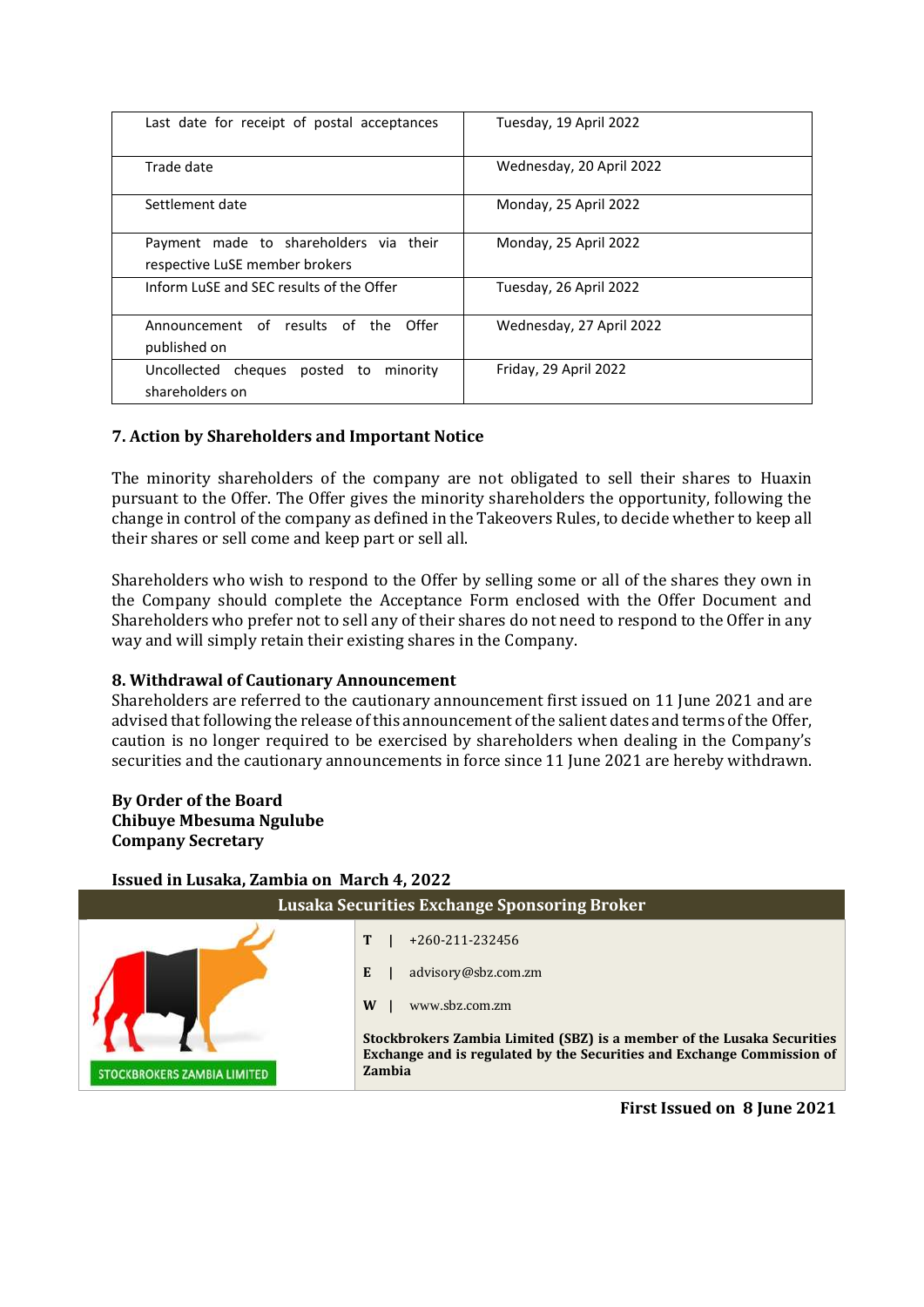| | |
|---|---|
| Last date for receipt of postal acceptances | Tuesday, 19 April 2022 |
| Trade date | Wednesday, 20 April 2022 |
| Settlement date | Monday, 25 April 2022 |
| Payment made to shareholders via their respective LuSE member brokers | Monday, 25 April 2022 |
| Inform LuSE and SEC results of the Offer | Tuesday, 26 April 2022 |
| Announcement of results of the Offer published on | Wednesday, 27 April 2022 |
| Uncollected cheques posted to minority shareholders on | Friday, 29 April 2022 |

## 7. Action by Shareholders and Important Notice

The minority shareholders of the company are not obligated to sell their shares to Huaxin pursuant to the Offer. The Offer gives the minority shareholders the opportunity, following the change in control of the company as defined in the Takeovers Rules, to decide whether to keep all their shares or sell come and keep part or sell all.

Shareholders who wish to respond to the Offer by selling some or all of the shares they own in the Company should complete the Acceptance Form enclosed with the Offer Document and Shareholders who prefer not to sell any of their shares do not need to respond to the Offer in any way and will simply retain their existing shares in the Company.

## 8. Withdrawal of Cautionary Announcement

Shareholders are referred to the cautionary announcement first issued on 11 June 2021 and are advised that following the release of this announcement of the salient dates and terms of the Offer, caution is no longer required to be exercised by shareholders when dealing in the Company's securities and the cautionary announcements in force since 11 June 2021 are hereby withdrawn.

**By Order of the Board**
**Chibuye Mbesuma Ngulube**
**Company Secretary**

**Issued in Lusaka, Zambia on March 4, 2022**

**Lusaka Securities Exchange Sponsoring Broker**

STOCKBROKERS ZAMBIA LIMITED

**T** | +260-211-232456

**E** | advisory@sbz.com.zm

**W** | www.sbz.com.zm

**Stockbrokers Zambia Limited (SBZ) is a member of the Lusaka Securities Exchange and is regulated by the Securities and Exchange Commission of Zambia**

**First Issued on 8 June 2021**